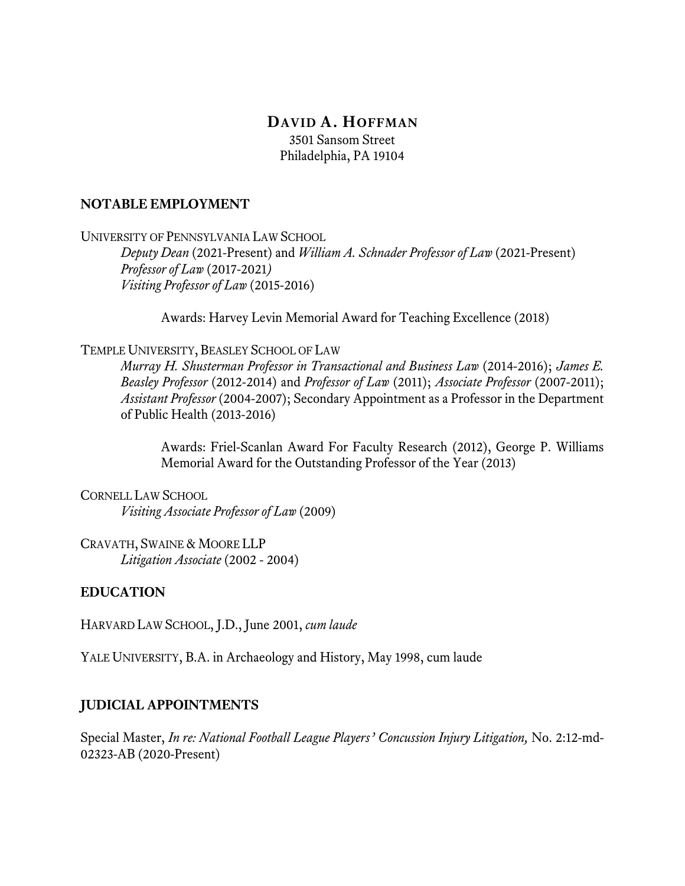# David A. Hoffman

3501 Sansom Street
Philadelphia, PA 19104

## NOTABLE EMPLOYMENT

UNIVERSITY OF PENNSYLVANIA LAW SCHOOL

*Deputy Dean* (2021-Present) and *William A. Schnader Professor of Law* (2021-Present)
*Professor of Law* (2017-2021)
*Visiting Professor of Law* (2015-2016)

Awards: Harvey Levin Memorial Award for Teaching Excellence (2018)

TEMPLE UNIVERSITY, BEASLEY SCHOOL OF LAW

*Murray H. Shusterman Professor in Transactional and Business Law* (2014-2016); *James E. Beasley Professor* (2012-2014) and *Professor of Law* (2011); *Associate Professor* (2007-2011); *Assistant Professor* (2004-2007); Secondary Appointment as a Professor in the Department of Public Health (2013-2016)

Awards: Friel-Scanlan Award For Faculty Research (2012), George P. Williams Memorial Award for the Outstanding Professor of the Year (2013)

CORNELL LAW SCHOOL

*Visiting Associate Professor of Law* (2009)

CRAVATH, SWAINE & MOORE LLP

*Litigation Associate* (2002 - 2004)

## EDUCATION

HARVARD LAW SCHOOL, J.D., June 2001, *cum laude*

YALE UNIVERSITY, B.A. in Archaeology and History, May 1998, cum laude

## JUDICIAL APPOINTMENTS

Special Master, *In re: National Football League Players' Concussion Injury Litigation,* No. 2:12-md-02323-AB (2020-Present)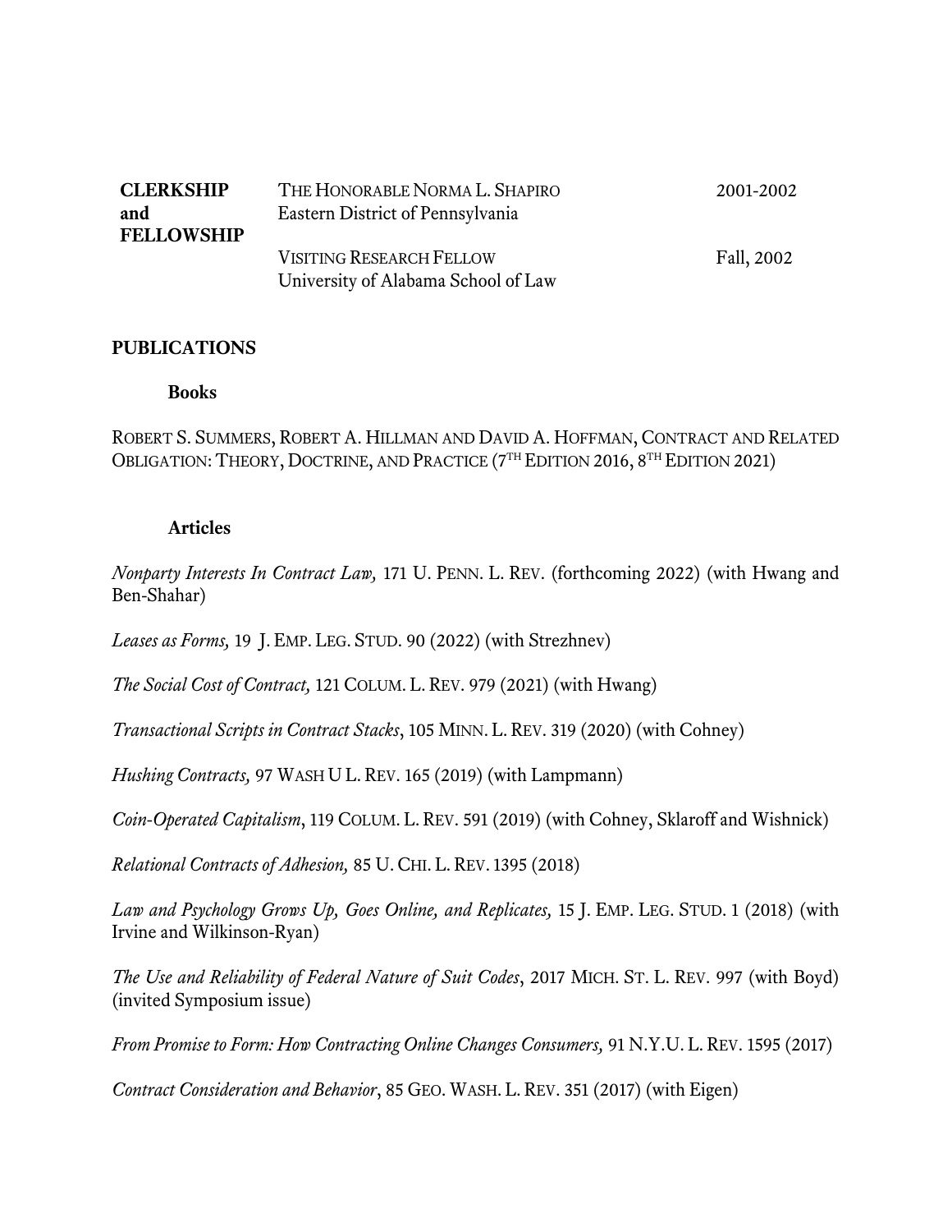| **CLERKSHIP and FELLOWSHIP** | THE HONORABLE NORMA L. SHAPIRO<br>Eastern District of Pennsylvania | 2001-2002 |
|---|---|---|
| | VISITING RESEARCH FELLOW<br>University of Alabama School of Law | Fall, 2002 |

## PUBLICATIONS

### Books

ROBERT S. SUMMERS, ROBERT A. HILLMAN AND DAVID A. HOFFMAN, CONTRACT AND RELATED OBLIGATION: THEORY, DOCTRINE, AND PRACTICE (7TH EDITION 2016, 8TH EDITION 2021)

### Articles

*Nonparty Interests In Contract Law,* 171 U. PENN. L. REV. (forthcoming 2022) (with Hwang and Ben-Shahar)

*Leases as Forms,* 19 J. EMP. LEG. STUD. 90 (2022) (with Strezhnev)

*The Social Cost of Contract,* 121 COLUM. L. REV. 979 (2021) (with Hwang)

*Transactional Scripts in Contract Stacks*, 105 MINN. L. REV. 319 (2020) (with Cohney)

*Hushing Contracts,* 97 WASH U L. REV. 165 (2019) (with Lampmann)

*Coin-Operated Capitalism*, 119 COLUM. L. REV. 591 (2019) (with Cohney, Sklaroff and Wishnick)

*Relational Contracts of Adhesion,* 85 U. CHI. L. REV. 1395 (2018)

*Law and Psychology Grows Up, Goes Online, and Replicates,* 15 J. EMP. LEG. STUD. 1 (2018) (with Irvine and Wilkinson-Ryan)

*The Use and Reliability of Federal Nature of Suit Codes*, 2017 MICH. ST. L. REV. 997 (with Boyd) (invited Symposium issue)

*From Promise to Form: How Contracting Online Changes Consumers,* 91 N.Y.U. L. REV. 1595 (2017)

*Contract Consideration and Behavior*, 85 GEO. WASH. L. REV. 351 (2017) (with Eigen)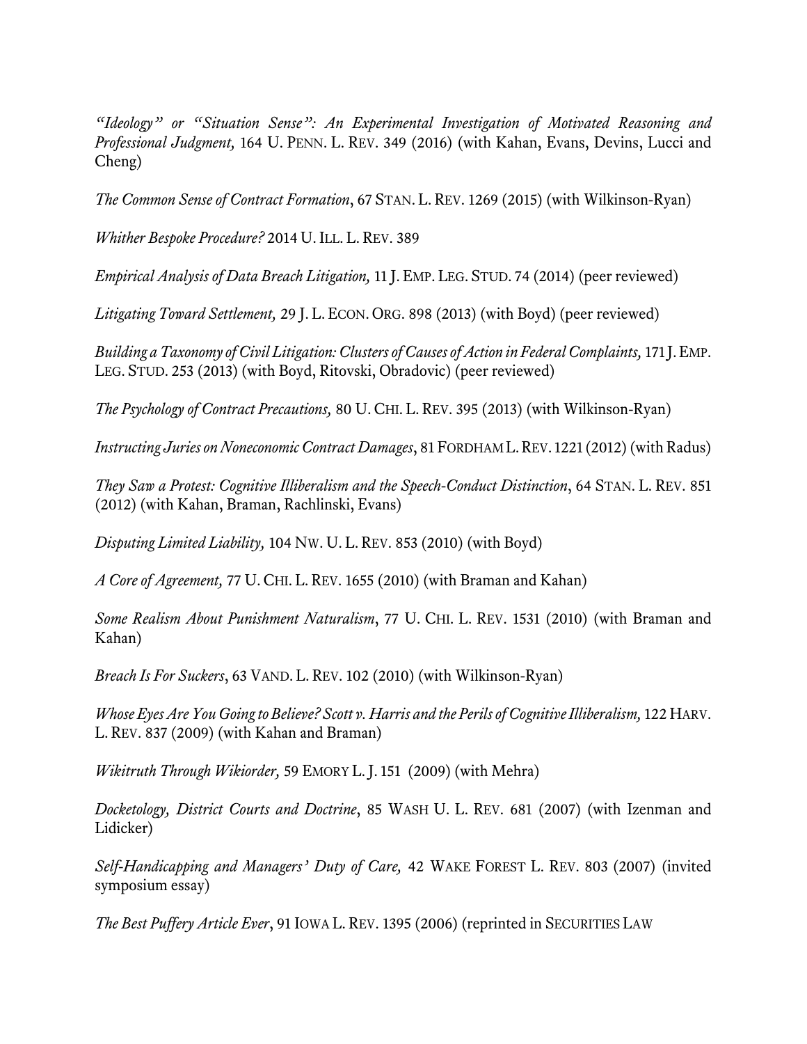*"Ideology" or "Situation Sense": An Experimental Investigation of Motivated Reasoning and Professional Judgment,* 164 U. PENN. L. REV. 349 (2016) (with Kahan, Evans, Devins, Lucci and Cheng)

*The Common Sense of Contract Formation*, 67 STAN. L. REV. 1269 (2015) (with Wilkinson-Ryan)

*Whither Bespoke Procedure?* 2014 U. ILL. L. REV. 389

*Empirical Analysis of Data Breach Litigation,* 11 J. EMP. LEG. STUD. 74 (2014) (peer reviewed)

*Litigating Toward Settlement,* 29 J. L. ECON. ORG. 898 (2013) (with Boyd) (peer reviewed)

*Building a Taxonomy of Civil Litigation: Clusters of Causes of Action in Federal Complaints,* 171 J. EMP. LEG. STUD. 253 (2013) (with Boyd, Ritovski, Obradovic) (peer reviewed)

*The Psychology of Contract Precautions,* 80 U. CHI. L. REV. 395 (2013) (with Wilkinson-Ryan)

*Instructing Juries on Noneconomic Contract Damages*, 81 FORDHAM L. REV. 1221 (2012) (with Radus)

*They Saw a Protest: Cognitive Illiberalism and the Speech-Conduct Distinction*, 64 STAN. L. REV. 851 (2012) (with Kahan, Braman, Rachlinski, Evans)

*Disputing Limited Liability,* 104 NW. U. L. REV. 853 (2010) (with Boyd)

*A Core of Agreement,* 77 U. CHI. L. REV. 1655 (2010) (with Braman and Kahan)

*Some Realism About Punishment Naturalism*, 77 U. CHI. L. REV. 1531 (2010) (with Braman and Kahan)

*Breach Is For Suckers*, 63 VAND. L. REV. 102 (2010) (with Wilkinson-Ryan)

*Whose Eyes Are You Going to Believe? Scott v. Harris and the Perils of Cognitive Illiberalism,* 122 HARV. L. REV. 837 (2009) (with Kahan and Braman)

*Wikitruth Through Wikiorder,* 59 EMORY L. J. 151 (2009) (with Mehra)

*Docketology, District Courts and Doctrine*, 85 WASH U. L. REV. 681 (2007) (with Izenman and Lidicker)

*Self-Handicapping and Managers' Duty of Care,* 42 WAKE FOREST L. REV. 803 (2007) (invited symposium essay)

*The Best Puffery Article Ever*, 91 IOWA L. REV. 1395 (2006) (reprinted in SECURITIES LAW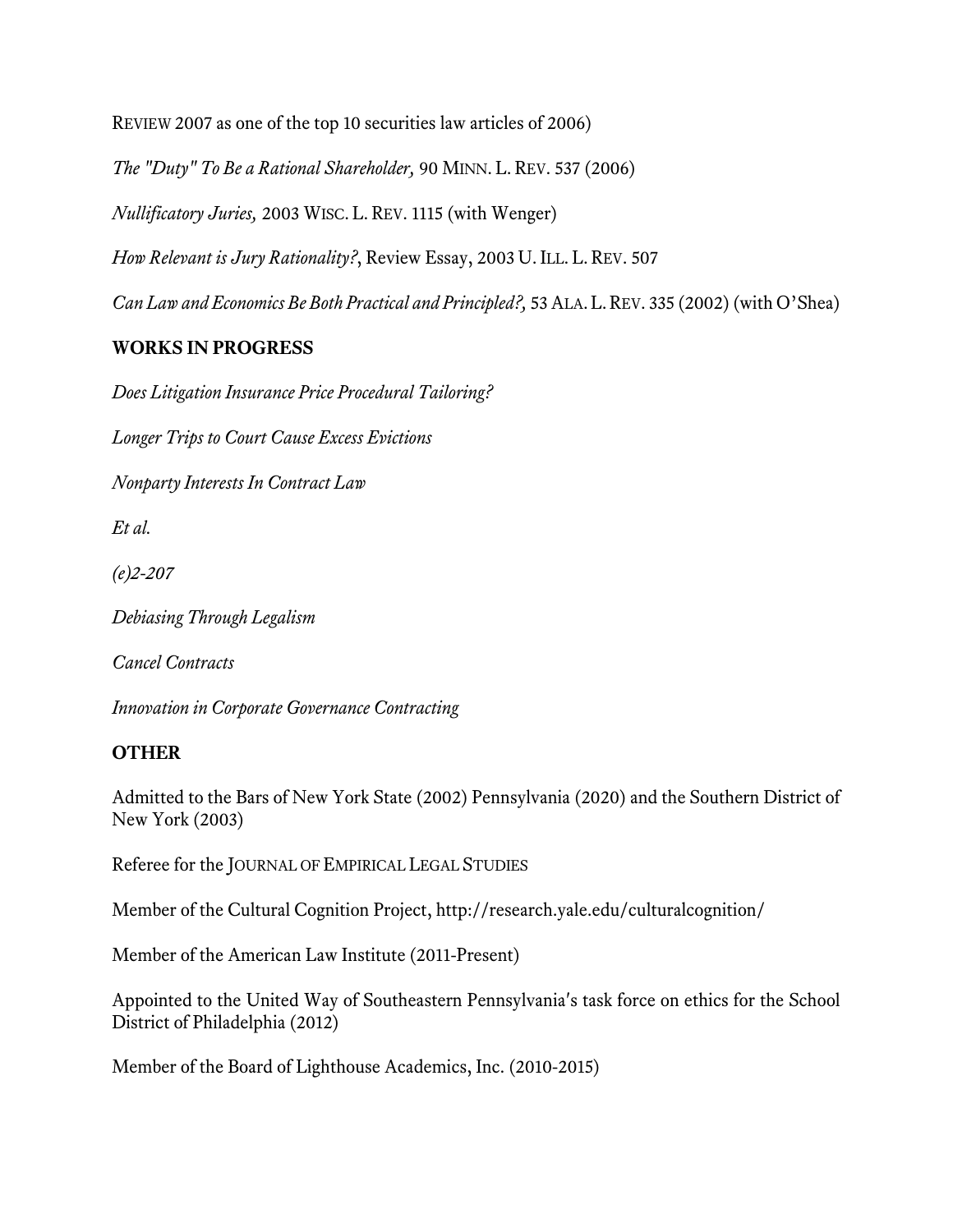REVIEW 2007 as one of the top 10 securities law articles of 2006)

*The "Duty" To Be a Rational Shareholder,* 90 MINN. L. REV. 537 (2006)

*Nullificatory Juries,* 2003 WISC. L. REV. 1115 (with Wenger)

*How Relevant is Jury Rationality?*, Review Essay, 2003 U. ILL. L. REV. 507

*Can Law and Economics Be Both Practical and Principled?,* 53 ALA. L. REV. 335 (2002) (with O'Shea)

## WORKS IN PROGRESS

*Does Litigation Insurance Price Procedural Tailoring?*

*Longer Trips to Court Cause Excess Evictions*

*Nonparty Interests In Contract Law*

*Et al.*

*(e)2-207*

*Debiasing Through Legalism*

*Cancel Contracts*

*Innovation in Corporate Governance Contracting*

## OTHER

Admitted to the Bars of New York State (2002) Pennsylvania (2020) and the Southern District of New York (2003)

Referee for the JOURNAL OF EMPIRICAL LEGAL STUDIES

Member of the Cultural Cognition Project, http://research.yale.edu/culturalcognition/

Member of the American Law Institute (2011-Present)

Appointed to the United Way of Southeastern Pennsylvania's task force on ethics for the School District of Philadelphia (2012)

Member of the Board of Lighthouse Academics, Inc. (2010-2015)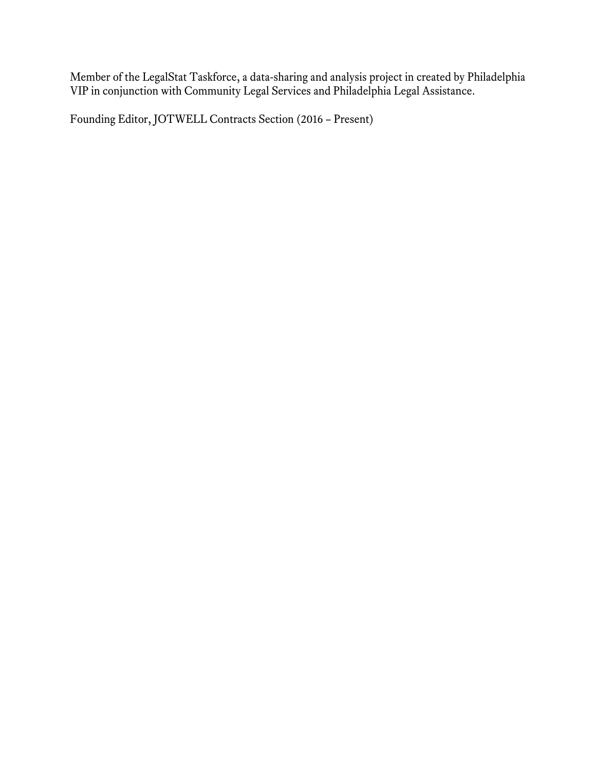Member of the LegalStat Taskforce, a data-sharing and analysis project in created by Philadelphia VIP in conjunction with Community Legal Services and Philadelphia Legal Assistance.

Founding Editor, JOTWELL Contracts Section (2016 – Present)